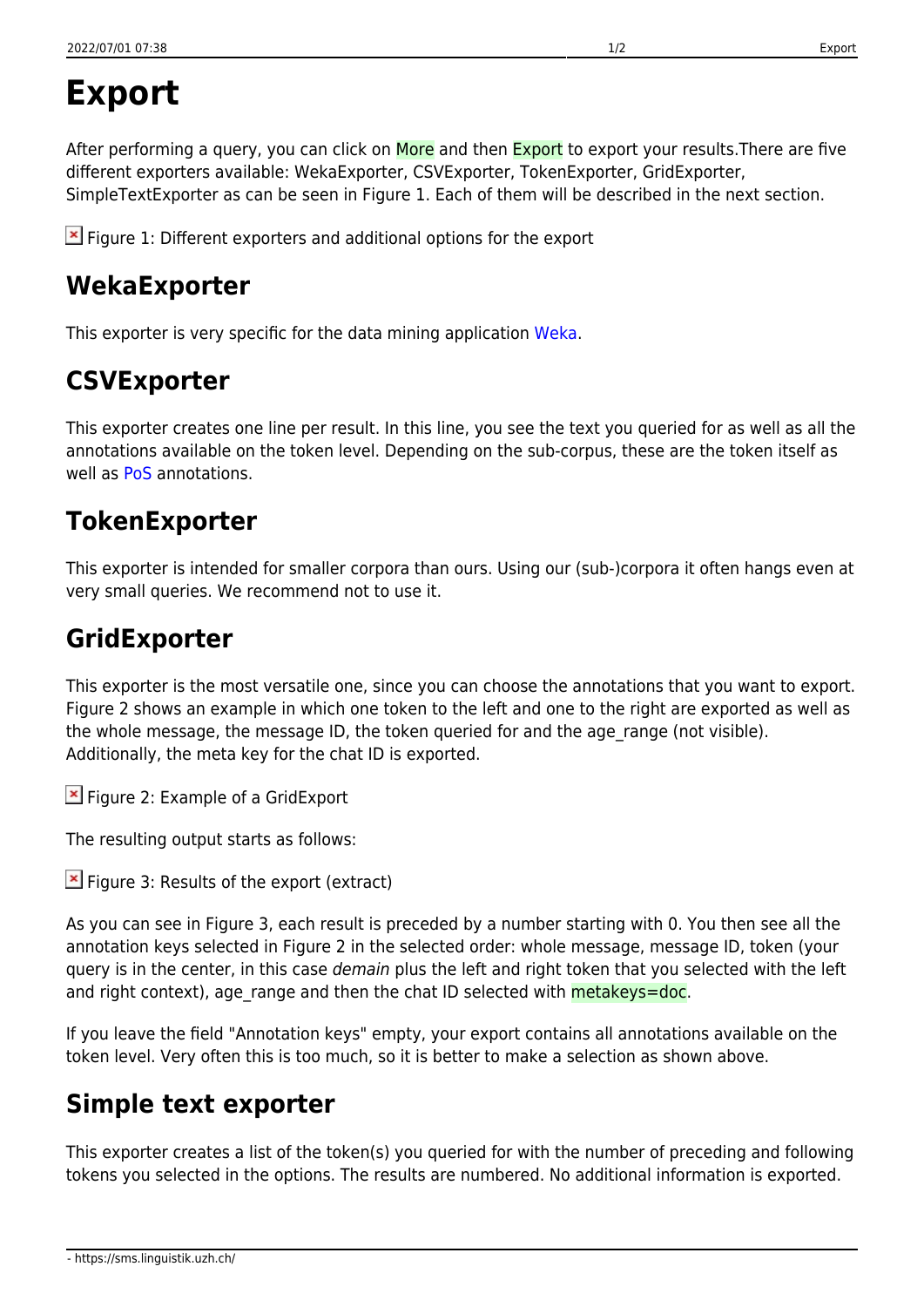# Export

After performing a query, you can click on More and then Export to export your results.There are five different exporters available: WekaExporter, CSVExporter, TokenExporter, GridExporter, SimpleTextExporter as can be seen in Figure 1. Each of them will be described in the next section.

Figure 1: Different exporters and additional options for the export

## WekaExporter

This exporter is very specific for the data mining application Weka.

## CSVExporter

This exporter creates one line per result. In this line, you see the text you queried for as well as all the annotations available on the token level. Depending on the sub-corpus, these are the token itself as well as PoS annotations.

## TokenExporter

This exporter is intended for smaller corpora than ours. Using our (sub-)corpora it often hangs even at very small queries. We recommend not to use it.

## GridExporter

This exporter is the most versatile one, since you can choose the annotations that you want to export. Figure 2 shows an example in which one token to the left and one to the right are exported as well as the whole message, the message ID, the token queried for and the age_range (not visible). Additionally, the meta key for the chat ID is exported.

Figure 2: Example of a GridExport

The resulting output starts as follows:

Figure 3: Results of the export (extract)

As you can see in Figure 3, each result is preceded by a number starting with 0. You then see all the annotation keys selected in Figure 2 in the selected order: whole message, message ID, token (your query is in the center, in this case *demain* plus the left and right token that you selected with the left and right context), age_range and then the chat ID selected with metakeys=doc.

If you leave the field "Annotation keys" empty, your export contains all annotations available on the token level. Very often this is too much, so it is better to make a selection as shown above.

## Simple text exporter

This exporter creates a list of the token(s) you queried for with the number of preceding and following tokens you selected in the options. The results are numbered. No additional information is exported.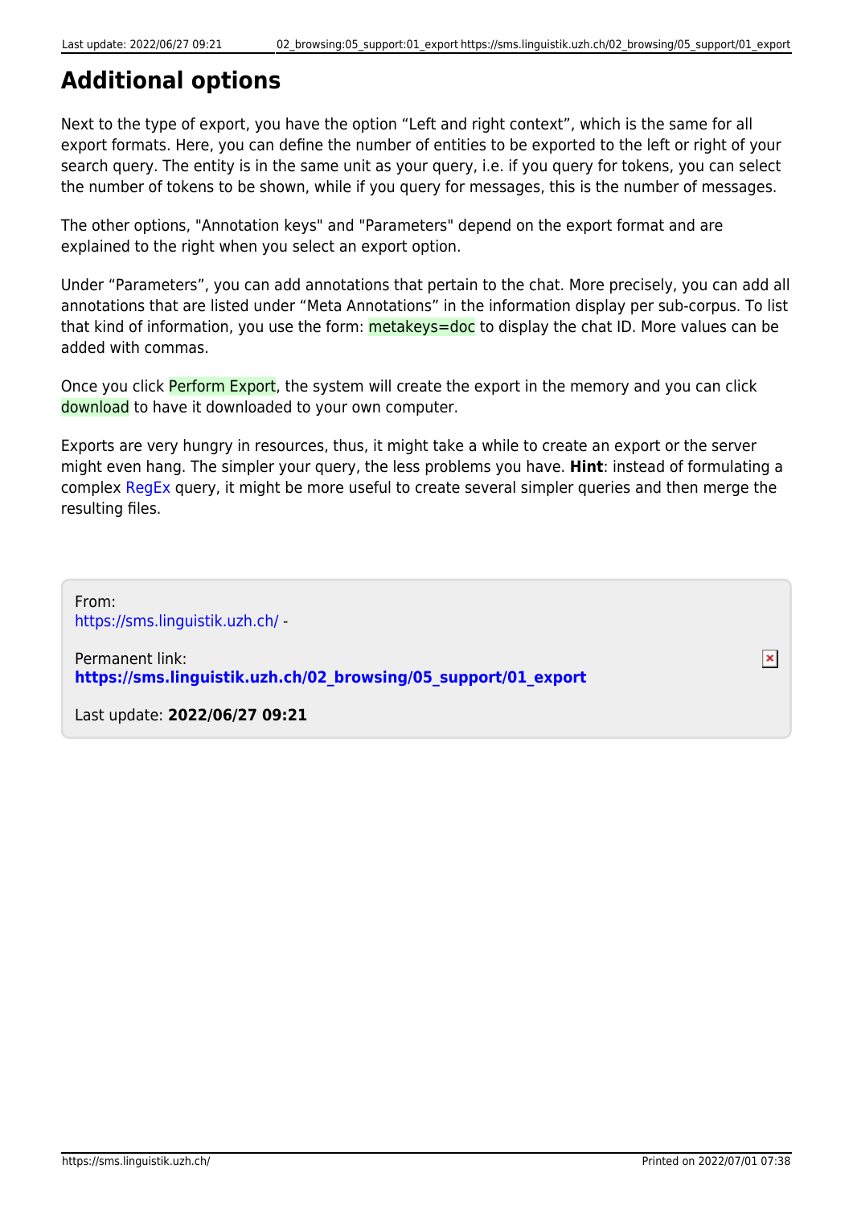## Additional options

Next to the type of export, you have the option “Left and right context”, which is the same for all export formats. Here, you can define the number of entities to be exported to the left or right of your search query. The entity is in the same unit as your query, i.e. if you query for tokens, you can select the number of tokens to be shown, while if you query for messages, this is the number of messages.

The other options, "Annotation keys" and "Parameters" depend on the export format and are explained to the right when you select an export option.

Under “Parameters”, you can add annotations that pertain to the chat. More precisely, you can add all annotations that are listed under “Meta Annotations” in the information display per sub-corpus. To list that kind of information, you use the form: metakeys=doc to display the chat ID. More values can be added with commas.

Once you click Perform Export, the system will create the export in the memory and you can click download to have it downloaded to your own computer.

Exports are very hungry in resources, thus, it might take a while to create an export or the server might even hang. The simpler your query, the less problems you have. **Hint**: instead of formulating a complex RegEx query, it might be more useful to create several simpler queries and then merge the resulting files.

From:
https://sms.linguistik.uzh.ch/ -

Permanent link:
**https://sms.linguistik.uzh.ch/02_browsing/05_support/01_export**

Last update: **2022/06/27 09:21**